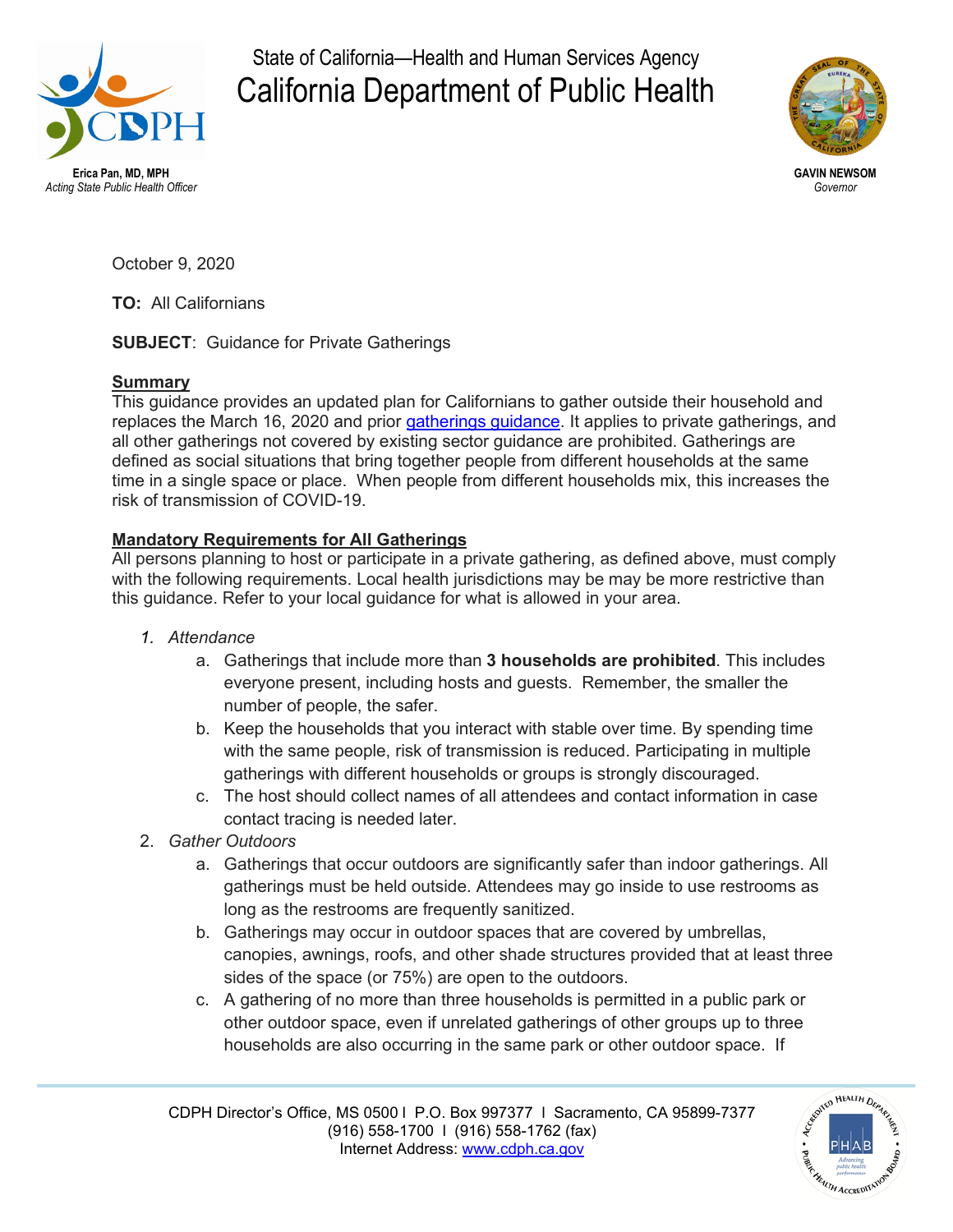State of California—Health and Human Services Agency

# California Department of Public Health

**Erica Pan, MD, MPH**
*Acting State Public Health Officer*

**GAVIN NEWSOM**
*Governor*

October 9, 2020

**TO:** All Californians

**SUBJECT**: Guidance for Private Gatherings

## Summary

This guidance provides an updated plan for Californians to gather outside their household and replaces the March 16, 2020 and prior gatherings guidance. It applies to private gatherings, and all other gatherings not covered by existing sector guidance are prohibited. Gatherings are defined as social situations that bring together people from different households at the same time in a single space or place. When people from different households mix, this increases the risk of transmission of COVID-19.

## Mandatory Requirements for All Gatherings

All persons planning to host or participate in a private gathering, as defined above, must comply with the following requirements. Local health jurisdictions may be may be more restrictive than this guidance. Refer to your local guidance for what is allowed in your area.

1. *Attendance*
   a. Gatherings that include more than **3 households are prohibited**. This includes everyone present, including hosts and guests. Remember, the smaller the number of people, the safer.
   b. Keep the households that you interact with stable over time. By spending time with the same people, risk of transmission is reduced. Participating in multiple gatherings with different households or groups is strongly discouraged.
   c. The host should collect names of all attendees and contact information in case contact tracing is needed later.
2. *Gather Outdoors*
   a. Gatherings that occur outdoors are significantly safer than indoor gatherings. All gatherings must be held outside. Attendees may go inside to use restrooms as long as the restrooms are frequently sanitized.
   b. Gatherings may occur in outdoor spaces that are covered by umbrellas, canopies, awnings, roofs, and other shade structures provided that at least three sides of the space (or 75%) are open to the outdoors.
   c. A gathering of no more than three households is permitted in a public park or other outdoor space, even if unrelated gatherings of other groups up to three households are also occurring in the same park or other outdoor space. If

CDPH Director's Office, MS 0500 I P.O. Box 997377 I Sacramento, CA 95899-7377
(916) 558-1700 I (916) 558-1762 (fax)
Internet Address: www.cdph.ca.gov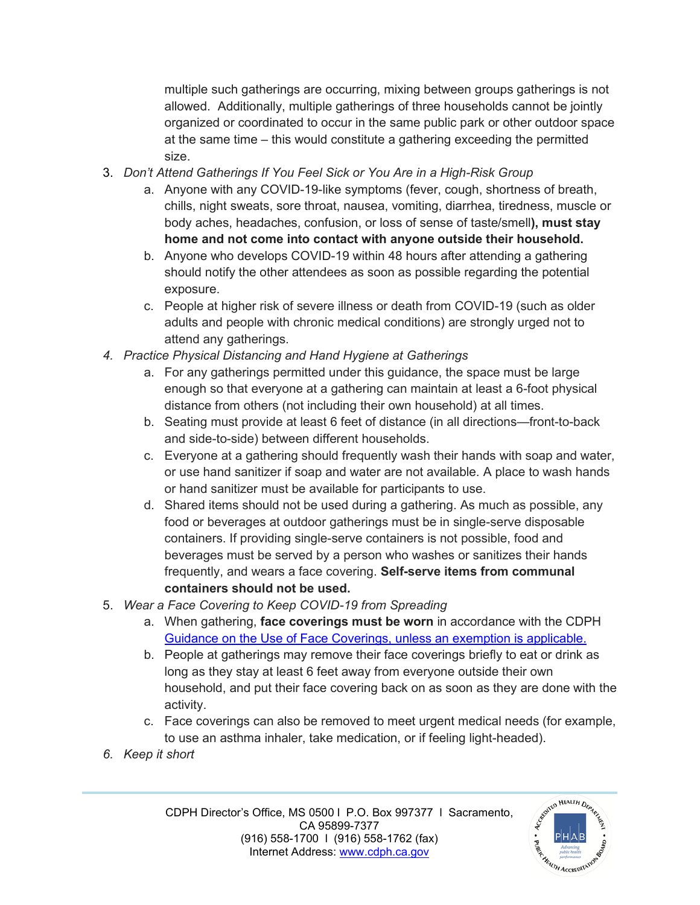multiple such gatherings are occurring, mixing between groups gatherings is not allowed. Additionally, multiple gatherings of three households cannot be jointly organized or coordinated to occur in the same public park or other outdoor space at the same time – this would constitute a gathering exceeding the permitted size.

3. *Don't Attend Gatherings If You Feel Sick or You Are in a High-Risk Group*
   a. Anyone with any COVID-19-like symptoms (fever, cough, shortness of breath, chills, night sweats, sore throat, nausea, vomiting, diarrhea, tiredness, muscle or body aches, headaches, confusion, or loss of sense of taste/smell**), must stay home and not come into contact with anyone outside their household.**
   b. Anyone who develops COVID-19 within 48 hours after attending a gathering should notify the other attendees as soon as possible regarding the potential exposure.
   c. People at higher risk of severe illness or death from COVID-19 (such as older adults and people with chronic medical conditions) are strongly urged not to attend any gatherings.
4. *Practice Physical Distancing and Hand Hygiene at Gatherings*
   a. For any gatherings permitted under this guidance, the space must be large enough so that everyone at a gathering can maintain at least a 6-foot physical distance from others (not including their own household) at all times.
   b. Seating must provide at least 6 feet of distance (in all directions—front-to-back and side-to-side) between different households.
   c. Everyone at a gathering should frequently wash their hands with soap and water, or use hand sanitizer if soap and water are not available. A place to wash hands or hand sanitizer must be available for participants to use.
   d. Shared items should not be used during a gathering. As much as possible, any food or beverages at outdoor gatherings must be in single-serve disposable containers. If providing single-serve containers is not possible, food and beverages must be served by a person who washes or sanitizes their hands frequently, and wears a face covering. **Self-serve items from communal containers should not be used.**
5. *Wear a Face Covering to Keep COVID-19 from Spreading*
   a. When gathering, **face coverings must be worn** in accordance with the CDPH Guidance on the Use of Face Coverings, unless an exemption is applicable.
   b. People at gatherings may remove their face coverings briefly to eat or drink as long as they stay at least 6 feet away from everyone outside their own household, and put their face covering back on as soon as they are done with the activity.
   c. Face coverings can also be removed to meet urgent medical needs (for example, to use an asthma inhaler, take medication, or if feeling light-headed).
6. *Keep it short*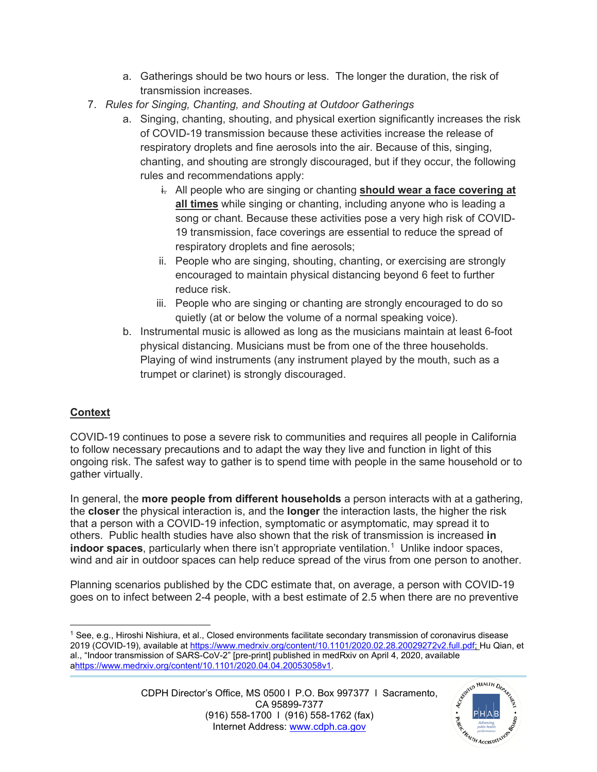a. Gatherings should be two hours or less. The longer the duration, the risk of transmission increases.

7. *Rules for Singing, Chanting, and Shouting at Outdoor Gatherings*

   a. Singing, chanting, shouting, and physical exertion significantly increases the risk of COVID-19 transmission because these activities increase the release of respiratory droplets and fine aerosols into the air. Because of this, singing, chanting, and shouting are strongly discouraged, but if they occur, the following rules and recommendations apply:

      i. All people who are singing or chanting **<u>should wear a face covering at all times</u>** while singing or chanting, including anyone who is leading a song or chant. Because these activities pose a very high risk of COVID-19 transmission, face coverings are essential to reduce the spread of respiratory droplets and fine aerosols;

      ii. People who are singing, shouting, chanting, or exercising are strongly encouraged to maintain physical distancing beyond 6 feet to further reduce risk.

      iii. People who are singing or chanting are strongly encouraged to do so quietly (at or below the volume of a normal speaking voice).

   b. Instrumental music is allowed as long as the musicians maintain at least 6-foot physical distancing. Musicians must be from one of the three households. Playing of wind instruments (any instrument played by the mouth, such as a trumpet or clarinet) is strongly discouraged.

## Context

COVID-19 continues to pose a severe risk to communities and requires all people in California to follow necessary precautions and to adapt the way they live and function in light of this ongoing risk. The safest way to gather is to spend time with people in the same household or to gather virtually.

In general, the **more people from different households** a person interacts with at a gathering, the **closer** the physical interaction is, and the **longer** the interaction lasts, the higher the risk that a person with a COVID-19 infection, symptomatic or asymptomatic, may spread it to others. Public health studies have also shown that the risk of transmission is increased **in indoor spaces**, particularly when there isn't appropriate ventilation.[1] Unlike indoor spaces, wind and air in outdoor spaces can help reduce spread of the virus from one person to another.

Planning scenarios published by the CDC estimate that, on average, a person with COVID-19 goes on to infect between 2-4 people, with a best estimate of 2.5 when there are no preventive

---

[1] See, e.g., Hiroshi Nishiura, et al., Closed environments facilitate secondary transmission of coronavirus disease 2019 (COVID-19), available at https://www.medrxiv.org/content/10.1101/2020.02.28.20029272v2.full.pdf; Hu Qian, et al., "Indoor transmission of SARS-CoV-2" [pre-print] published in medRxiv on April 4, 2020, available ahttps://www.medrxiv.org/content/10.1101/2020.04.04.20053058v1.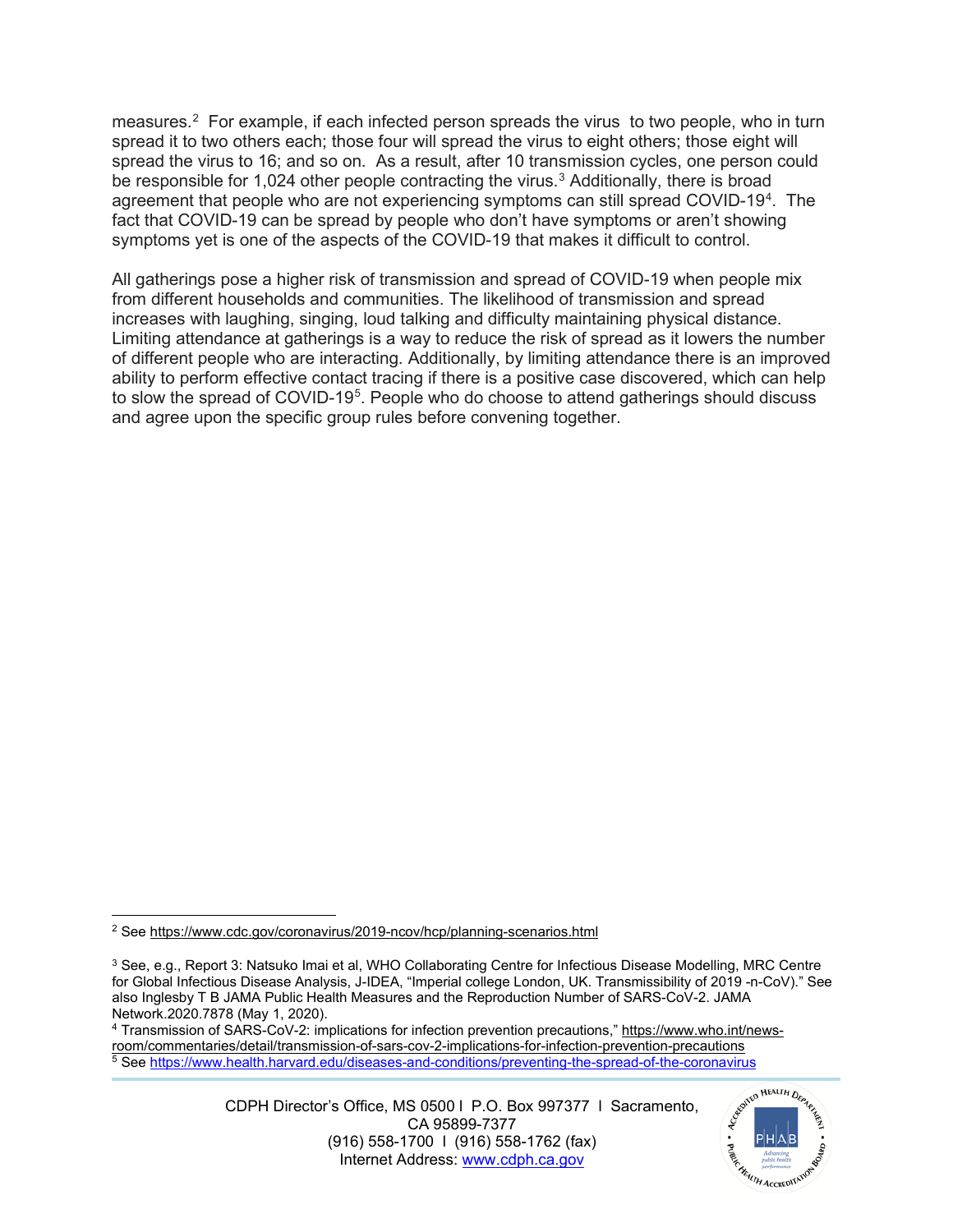measures.[2] For example, if each infected person spreads the virus to two people, who in turn spread it to two others each; those four will spread the virus to eight others; those eight will spread the virus to 16; and so on. As a result, after 10 transmission cycles, one person could be responsible for 1,024 other people contracting the virus.[3] Additionally, there is broad agreement that people who are not experiencing symptoms can still spread COVID-19[4]. The fact that COVID-19 can be spread by people who don't have symptoms or aren't showing symptoms yet is one of the aspects of the COVID-19 that makes it difficult to control.

All gatherings pose a higher risk of transmission and spread of COVID-19 when people mix from different households and communities. The likelihood of transmission and spread increases with laughing, singing, loud talking and difficulty maintaining physical distance. Limiting attendance at gatherings is a way to reduce the risk of spread as it lowers the number of different people who are interacting. Additionally, by limiting attendance there is an improved ability to perform effective contact tracing if there is a positive case discovered, which can help to slow the spread of COVID-19[5]. People who do choose to attend gatherings should discuss and agree upon the specific group rules before convening together.

---

[2] See https://www.cdc.gov/coronavirus/2019-ncov/hcp/planning-scenarios.html

[3] See, e.g., Report 3: Natsuko Imai et al, WHO Collaborating Centre for Infectious Disease Modelling, MRC Centre for Global Infectious Disease Analysis, J-IDEA, "Imperial college London, UK. Transmissibility of 2019 -n-CoV)." See also Inglesby T B JAMA Public Health Measures and the Reproduction Number of SARS-CoV-2. JAMA Network.2020.7878 (May 1, 2020).

[4] Transmission of SARS-CoV-2: implications for infection prevention precautions," https://www.who.int/news-room/commentaries/detail/transmission-of-sars-cov-2-implications-for-infection-prevention-precautions

[5] See https://www.health.harvard.edu/diseases-and-conditions/preventing-the-spread-of-the-coronavirus

CDPH Director's Office, MS 0500 I P.O. Box 997377 I Sacramento, CA 95899-7377
(916) 558-1700 I (916) 558-1762 (fax)
Internet Address: www.cdph.ca.gov